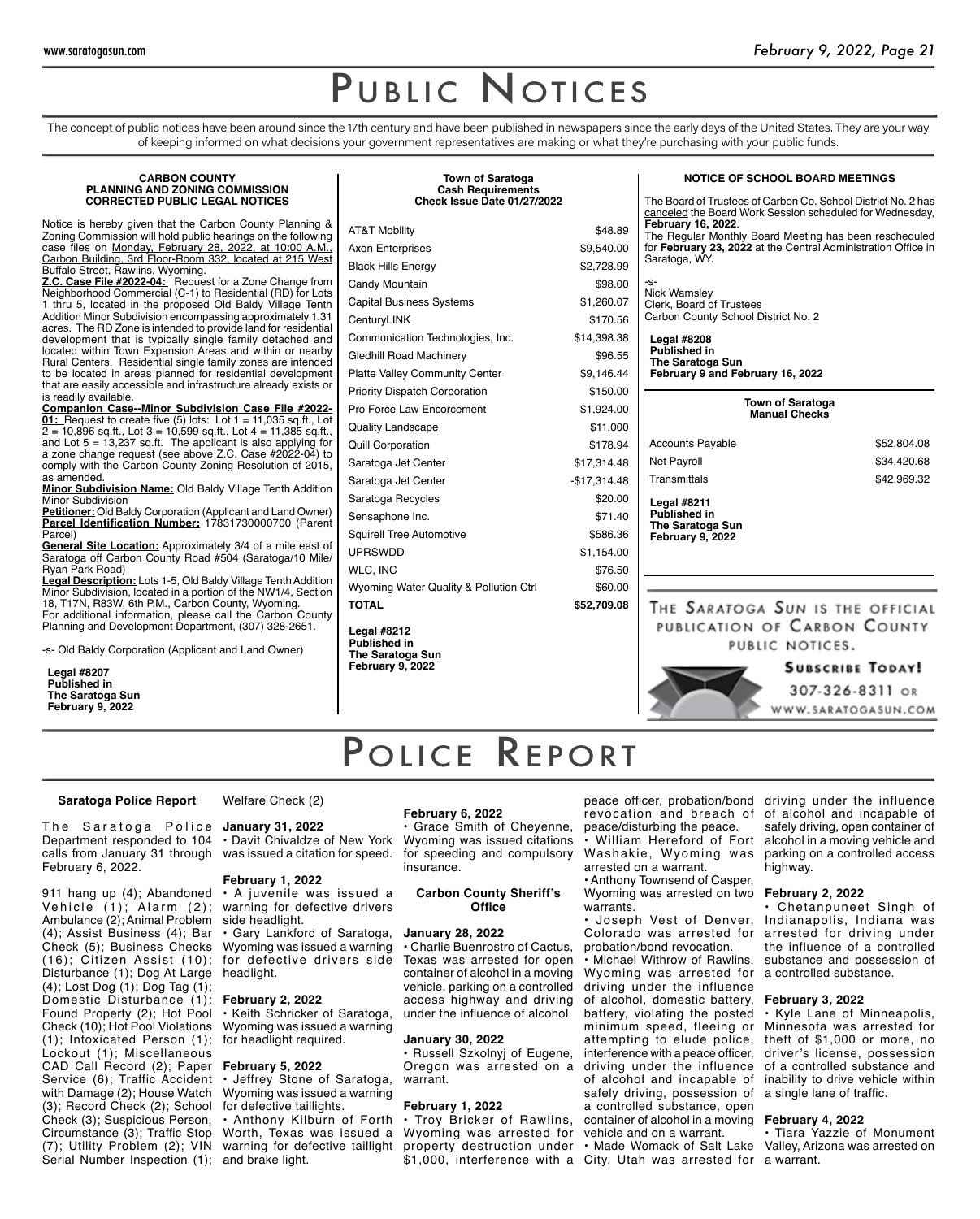# Public Notices

The concept of public notices have been around since the 17th century and have been published in newspapers since the early days of the United States. They are your way of keeping informed on what decisions your government representatives are making or what they're purchasing with your public funds.

### CARBON COUNTY PLANNING AND ZONING COMMISSION CORRECTED PUBLIC LEGAL NOTICES

Notice is hereby given that the Carbon County Planning & Zoning Commission will hold public hearings on the following case files on Monday, February 28, 2022, at 10:00 A.M., Carbon Building, 3rd Floor-Room 332, located at 215 West Buffalo Street, Rawlins, Wyoming.

**Z.C. Case File #2022-04:** Request for a Zone Change from Neighborhood Commercial (C-1) to Residential (RD) for Lots 1 thru 5, located in the proposed Old Baldy Village Tenth Addition Minor Subdivision encompassing approximately 1.31 acres. The RD Zone is intended to provide land for residential development that is typically single family detached and located within Town Expansion Areas and within or nearby Rural Centers. Residential single family zones are intended to be located in areas planned for residential development that are easily accessible and infrastructure already exists or is readily available.

**Companion Case--Minor Subdivision Case File #2022-01:** Request to create five (5) lots: Lot 1 = 11,035 sq.ft., Lot 2 = 10,896 sq.ft., Lot 3 = 10,599 sq.ft., Lot 4 = 11,385 sq.ft., and Lot 5 = 13,237 sq.ft. The applicant is also applying for a zone change request (see above Z.C. Case #2022-04) to comply with the Carbon County Zoning Resolution of 2015, as amended.

**Minor Subdivision Name:** Old Baldy Village Tenth Addition Minor Subdivision

**Petitioner:** Old Baldy Corporation (Applicant and Land Owner)

**Parcel Identification Number:** 17831730000700 (Parent Parcel)

**General Site Location:** Approximately 3/4 of a mile east of Saratoga off Carbon County Road #504 (Saratoga/10 Mile/ Ryan Park Road)

**Legal Description:** Lots 1-5, Old Baldy Village Tenth Addition Minor Subdivision, located in a portion of the NW1/4, Section 18, T17N, R83W, 6th P.M., Carbon County, Wyoming.

For additional information, please call the Carbon County Planning and Development Department, (307) 328-2651.

-s- Old Baldy Corporation (Applicant and Land Owner)

**Legal #8207**
**Published in**
**The Saratoga Sun**
**February 9, 2022**

### Town of Saratoga Cash Requirements Check Issue Date 01/27/2022

| | |
|---|---|
| AT&T Mobility | $48.89 |
| Axon Enterprises | $9,540.00 |
| Black Hills Energy | $2,728.99 |
| Candy Mountain | $98.00 |
| Capital Business Systems | $1,260.07 |
| CenturyLINK | $170.56 |
| Communication Technologies, Inc. | $14,398.38 |
| Gledhill Road Machinery | $96.55 |
| Platte Valley Community Center | $9,146.44 |
| Priority Dispatch Corporation | $150.00 |
| Pro Force Law Encorcement | $1,924.00 |
| Quality Landscape | $11,000 |
| Quill Corporation | $178.94 |
| Saratoga Jet Center | $17,314.48 |
| Saratoga Jet Center | -$17,314.48 |
| Saratoga Recycles | $20.00 |
| Sensaphone Inc. | $71.40 |
| Squirell Tree Automotive | $586.36 |
| UPRSWDD | $1,154.00 |
| WLC, INC | $76.50 |
| Wyoming Water Quality & Pollution Ctrl | $60.00 |
| **TOTAL** | **$52,709.08** |

**Legal #8212**
**Published in**
**The Saratoga Sun**
**February 9, 2022**

### NOTICE OF SCHOOL BOARD MEETINGS

The Board of Trustees of Carbon Co. School District No. 2 has canceled the Board Work Session scheduled for Wednesday, **February 16, 2022**.

The Regular Monthly Board Meeting has been rescheduled for **February 23, 2022** at the Central Administration Office in Saratoga, WY.

-s-
Nick Wamsley
Clerk, Board of Trustees
Carbon County School District No. 2

**Legal #8208**
**Published in**
**The Saratoga Sun**
**February 9 and February 16, 2022**

### Town of Saratoga Manual Checks

| | |
|---|---|
| Accounts Payable | $52,804.08 |
| Net Payroll | $34,420.68 |
| Transmittals | $42,969.32 |

**Legal #8211**
**Published in**
**The Saratoga Sun**
**February 9, 2022**

The Saratoga Sun is the official publication of Carbon County public notices.

**Subscribe Today!**
307-326-8311 or
www.saratogasun.com

# Police Report

### Saratoga Police Report

The Saratoga Police Department responded to 104 calls from January 31 through February 6, 2022.

911 hang up (4); Abandoned Vehicle (1); Alarm (2); Ambulance (2); Animal Problem (4); Assist Business (4); Bar Check (5); Business Checks (16); Citizen Assist (10); Disturbance (1); Dog At Large (4); Lost Dog (1); Dog Tag (1); Domestic Disturbance (1): Found Property (2); Hot Pool Check (10); Hot Pool Violations (1); Intoxicated Person (1); Lockout (1); Miscellaneous CAD Call Record (2); Paper Service (6); Traffic Accident with Damage (2); House Watch (3); Record Check (2); School Check (3); Suspicious Person, Circumstance (3); Traffic Stop (7); Utility Problem (2); VIN Serial Number Inspection (1); Welfare Check (2)

**January 31, 2022**

• Davit Chivaldze of New York was issued a citation for speed.

**February 1, 2022**

• A juvenile was issued a warning for defective drivers side headlight.

• Gary Lankford of Saratoga, Wyoming was issued a warning for defective drivers side headlight.

**February 2, 2022**

• Keith Schricker of Saratoga, Wyoming was issued a warning for headlight required.

**February 5, 2022**

• Jeffrey Stone of Saratoga, Wyoming was issued a warning for defective taillights.

• Anthony Kilburn of Forth Worth, Texas was issued a warning for defective taillight and brake light.

**February 6, 2022**

• Grace Smith of Cheyenne, Wyoming was issued citations for speeding and compulsory insurance.

### Carbon County Sheriff's Office

**January 28, 2022**

• Charlie Buenrostro of Cactus, Texas was arrested for open container of alcohol in a moving vehicle, parking on a controlled access highway and driving under the influence of alcohol.

**January 30, 2022**

• Russell Szkolnyj of Eugene, Oregon was arrested on a warrant.

**February 1, 2022**

• Troy Bricker of Rawlins, Wyoming was arrested for property destruction under $1,000, interference with a peace officer, probation/bond revocation and breach of peace/disturbing the peace.

• William Hereford of Fort Washakie, Wyoming was arrested on a warrant.

• Anthony Townsend of Casper, Wyoming was arrested on two warrants.

• Joseph Vest of Denver, Colorado was arrested for probation/bond revocation.

• Michael Withrow of Rawlins, Wyoming was arrested for driving under the influence of alcohol, domestic battery, battery, violating the posted minimum speed, fleeing or attempting to elude police, interference with a peace officer, driving under the influence of alcohol and incapable of safely driving, possession of a controlled substance, open container of alcohol in a moving vehicle and on a warrant.

• Made Womack of Salt Lake City, Utah was arrested for driving under the influence of alcohol and incapable of safely driving, open container of alcohol in a moving vehicle and parking on a controlled access highway.

**February 2, 2022**

• Chetanpuneet Singh of Indianapolis, Indiana was arrested for driving under the influence of a controlled substance and possession of a controlled substance.

**February 3, 2022**

• Kyle Lane of Minneapolis, Minnesota was arrested for theft of $1,000 or more, no driver's license, possession of a controlled substance and inability to drive vehicle within a single lane of traffic.

**February 4, 2022**

• Tiara Yazzie of Monument Valley, Arizona was arrested on a warrant.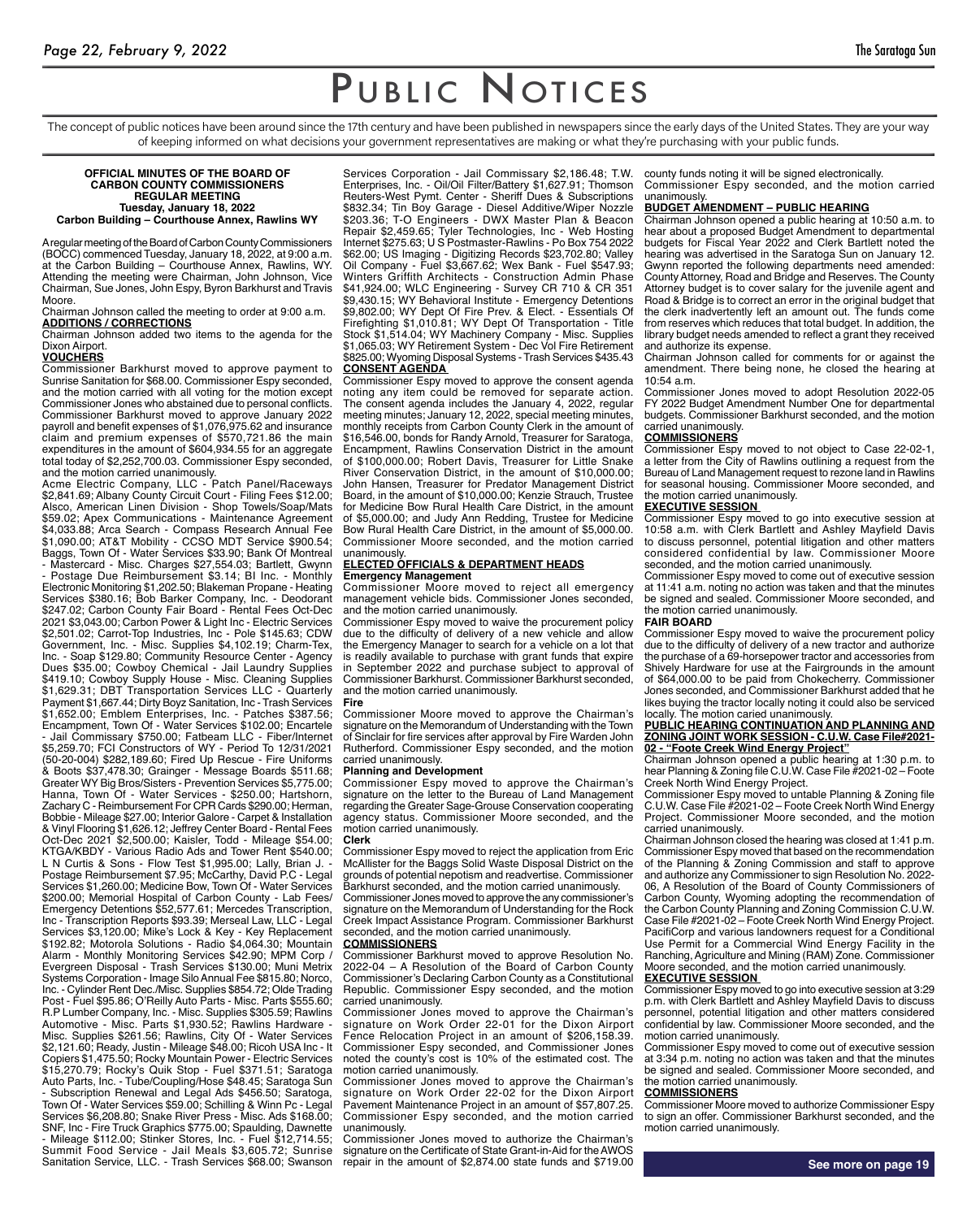# Public Notices

The concept of public notices have been around since the 17th century and have been published in newspapers since the early days of the United States. They are your way of keeping informed on what decisions your government representatives are making or what they're purchasing with your public funds.

**OFFICIAL MINUTES OF THE BOARD OF CARBON COUNTY COMMISSIONERS REGULAR MEETING**
**Tuesday, January 18, 2022**
**Carbon Building – Courthouse Annex, Rawlins WY**

A regular meeting of the Board of Carbon County Commissioners (BOCC) commenced Tuesday, January 18, 2022, at 9:00 a.m. at the Carbon Building – Courthouse Annex, Rawlins, WY. Attending the meeting were Chairman, John Johnson, Vice Chairman, Sue Jones, John Espy, Byron Barkhurst and Travis Moore.

Chairman Johnson called the meeting to order at 9:00 a.m.

**ADDITIONS / CORRECTIONS**

Chairman Johnson added two items to the agenda for the Dixon Airport.

**VOUCHERS**

Commissioner Barkhurst moved to approve payment to Sunrise Sanitation for $68.00. Commissioner Espy seconded, and the motion carried with all voting for the motion except Commissioner Jones who abstained due to personal conflicts. Commissioner Barkhurst moved to approve January 2022 payroll and benefit expenses of $1,076,975.62 and insurance claim and premium expenses of $570,721.86 the main expenditures in the amount of $604,934.55 for an aggregate total today of $2,252,700.03. Commissioner Espy seconded, and the motion carried unanimously.

Acme Electric Company, LLC - Patch Panel/Raceways $2,841.69; Albany County Circuit Court - Filing Fees $12.00; Alsco, American Linen Division - Shop Towels/Soap/Mats $59.02; Apex Communications - Maintenance Agreement $4,033.88; Arca Search - Compass Research Annual Fee $1,090.00; AT&T Mobility - CCSO MDT Service $900.54; Baggs, Town Of - Water Services $33.90; Bank Of Montreal - Mastercard - Misc. Charges $27,554.03; Bartlett, Gwynn - Postage Due Reimbursement $3.14; BI Inc. - Monthly Electronic Monitoring $1,202.50; Blakeman Propane - Heating Services $380.16; Bob Barker Company, Inc. - Deodorant $247.02; Carbon County Fair Board - Rental Fees Oct-Dec 2021 $3,043.00; Carbon Power & Light Inc - Electric Services $2,501.02; Carrot-Top Industries, Inc - Pole $145.63; CDW Government, Inc. - Misc. Supplies $4,102.19; Charm-Tex, Inc. - Soap $129.80; Community Resource Center - Agency Dues $35.00; Cowboy Chemical - Jail Laundry Supplies $419.10; Cowboy Supply House - Misc. Cleaning Supplies $1,629.31; DBT Transportation Services LLC - Quarterly Payment $1,667.44; Dirty Boyz Sanitation, Inc - Trash Services $1,652.00; Emblem Enterprises, Inc. - Patches $387.56; Encampment, Town Of - Water Services $102.00; Encartele - Jail Commissary $750.00; Fatbeam LLC - Fiber/Internet $5,259.70; FCI Constructors of WY - Period To 12/31/2021 (50-20-004) $282,189.60; Fired Up Rescue - Fire Uniforms & Boots $37,478.30; Grainger - Message Boards $511.68; Greater WY Big Bros/Sisters - Prevention Services $5,775.00; Hanna, Town Of - Water Services - $250.00; Hartshorn, Zachary C - Reimbursement For CPR Cards $290.00; Herman, Bobbie - Mileage $27.00; Interior Galore - Carpet & Installation & Vinyl Flooring $1,626.12; Jeffrey Center Board - Rental Fees Oct-Dec 2021 $2,500.00; Kaisler, Todd - Mileage $54.00; KTGA/KBDY - Various Radio Ads and Tower Rent $540.00; L N Curtis & Sons - Flow Test $1,995.00; Lally, Brian J. - Postage Reimbursement $7.95; McCarthy, David P.C - Legal Services $1,260.00; Medicine Bow, Town Of - Water Services $200.00; Memorial Hospital of Carbon County - Lab Fees/ Emergency Detentions $52,577.61; Mercedes Transcription, Inc - Transcription Reports $93.39; Merseal Law, LLC - Legal Services $3,120.00; Mike's Lock & Key - Key Replacement $192.82; Motorola Solutions - Radio $4,064.30; Mountain Alarm - Monthly Monitoring Services $42.90; MPM Corp / Evergreen Disposal - Trash Services $130.00; Muni Metrix Systems Corporation - Image Silo Annual Fee $815.80; Norco, Inc. - Cylinder Rent Dec./Misc. Supplies $854.72; Olde Trading Post - Fuel $95.86; O'Reilly Auto Parts - Misc. Parts $555.60; R.P Lumber Company, Inc. - Misc. Supplies $305.59; Rawlins Automotive - Misc. Parts $1,930.52; Rawlins Hardware - Misc. Supplies $261.56; Rawlins, City Of - Water Services $2,121.60; Ready, Justin - Mileage $48.00; Ricoh USA Inc - It Copiers $1,475.50; Rocky Mountain Power - Electric Services $15,270.79; Rocky's Quik Stop - Fuel $371.51; Saratoga Auto Parts, Inc. - Tube/Coupling/Hose $48.45; Saratoga Sun - Subscription Renewal and Legal Ads $456.50; Saratoga, Town Of - Water Services $59.00; Schilling & Winn Pc - Legal Services $6,208.80; Snake River Press - Misc. Ads $168.00; SNF, Inc - Fire Truck Graphics $775.00; Spaulding, Dawnette - Mileage $112.00; Stinker Stores, Inc. - Fuel $12,714.55; Summit Food Service - Jail Meals $3,605.72; Sunrise Sanitation Service, LLC. - Trash Services $68.00; Swanson Services Corporation - Jail Commissary $2,186.48; T.W. Enterprises, Inc. - Oil/Oil Filter/Battery $1,627.91; Thomson Reuters-West Pymt. Center - Sheriff Dues & Subscriptions $832.34; Tin Boy Garage - Diesel Additive/Wiper Nozzle $203.36; T-O Engineers - DWX Master Plan & Beacon Repair $2,459.65; Tyler Technologies, Inc - Web Hosting Internet $275.63; U S Postmaster-Rawlins - Po Box 754 2022 $62.00; US Imaging - Digitizing Records $23,702.80; Valley Oil Company - Fuel $3,667.62; Wex Bank - Fuel $547.93; Winters Griffith Architects - Construction Admin Phase $41,924.00; WLC Engineering - Survey CR 710 & CR 351 $9,430.15; WY Behavioral Institute - Emergency Detentions $9,802.00; WY Dept Of Fire Prev. & Elect. - Essentials Of Firefighting $1,010.81; WY Dept Of Transportation - Title Stock $1,514.04; WY Machinery Company - Misc. Supplies $1,065.03; WY Retirement System - Dec Vol Fire Retirement $825.00; Wyoming Disposal Systems - Trash Services $435.43

**CONSENT AGENDA**

Commissioner Espy moved to approve the consent agenda noting any item could be removed for separate action. The consent agenda includes the January 4, 2022, regular meeting minutes; January 12, 2022, special meeting minutes, monthly receipts from Carbon County Clerk in the amount of $16,546.00, bonds for Randy Arnold, Treasurer for Saratoga, Encampment, Rawlins Conservation District in the amount of $100,000.00; Robert Davis, Treasurer for Little Snake River Conservation District, in the amount of $10,000.00; John Hansen, Treasurer for Predator Management District Board, in the amount of $10,000.00; Kenzie Strauch, Trustee for Medicine Bow Rural Health Care District, in the amount of $5,000.00; and Judy Ann Redding, Trustee for Medicine Bow Rural Health Care District, in the amount of $5,000.00. Commissioner Moore seconded, and the motion carried unanimously.

**ELECTED OFFICIALS & DEPARTMENT HEADS**

**Emergency Management**

Commissioner Moore moved to reject all emergency management vehicle bids. Commissioner Jones seconded, and the motion carried unanimously.

Commissioner Espy moved to waive the procurement policy due to the difficulty of delivery of a new vehicle and allow the Emergency Manager to search for a vehicle on a lot that is readily available to purchase with grant funds that expire in September 2022 and purchase subject to approval of Commissioner Barkhurst. Commissioner Barkhurst seconded, and the motion carried unanimously.

**Fire**

Commissioner Moore moved to approve the Chairman's signature on the Memorandum of Understanding with the Town of Sinclair for fire services after approval by Fire Warden John Rutherford. Commissioner Espy seconded, and the motion carried unanimously.

**Planning and Development**

Commissioner Espy moved to approve the Chairman's signature on the letter to the Bureau of Land Management regarding the Greater Sage-Grouse Conservation cooperating agency status. Commissioner Moore seconded, and the motion carried unanimously.

**Clerk**

Commissioner Espy moved to reject the application from Eric McAllister for the Baggs Solid Waste Disposal District on the grounds of potential nepotism and readvertise. Commissioner Barkhurst seconded, and the motion carried unanimously.

Commissioner Jones moved to approve the any commissioner's signature on the Memorandum of Understanding for the Rock Creek Impact Assistance Program. Commissioner Barkhurst seconded, and the motion carried unanimously.

**COMMISSIONERS**

Commissioner Barkhurst moved to approve Resolution No. 2022-04 – A Resolution of the Board of Carbon County Commissioner's Declaring Carbon County as a Constitutional Republic. Commissioner Espy seconded, and the motion carried unanimously.

Commissioner Jones moved to approve the Chairman's signature on Work Order 22-01 for the Dixon Airport Fence Relocation Project in an amount of $206,158.39. Commissioner Espy seconded, and Commissioner Jones noted the county's cost is 10% of the estimated cost. The motion carried unanimously.

Commissioner Jones moved to approve the Chairman's signature on Work Order 22-02 for the Dixon Airport Pavement Maintenance Project in an amount of $57,807.25. Commissioner Espy seconded, and the motion carried unanimously.

Commissioner Jones moved to authorize the Chairman's signature on the Certificate of State Grant-in-Aid for the AWOS repair in the amount of $2,874.00 state funds and $719.00 county funds noting it will be signed electronically. Commissioner Espy seconded, and the motion carried unanimously.

**BUDGET AMENDMENT – PUBLIC HEARING**

Chairman Johnson opened a public hearing at 10:50 a.m. to hear about a proposed Budget Amendment to departmental budgets for Fiscal Year 2022 and Clerk Bartlett noted the hearing was advertised in the Saratoga Sun on January 12. Gwynn reported the following departments need amended: County Attorney, Road and Bridge and Reserves. The County Attorney budget is to cover salary for the juvenile agent and Road & Bridge is to correct an error in the original budget that the clerk inadvertently left an amount out. The funds come from reserves which reduces that total budget. In addition, the library budget needs amended to reflect a grant they received and authorize its expense.

Chairman Johnson called for comments for or against the amendment. There being none, he closed the hearing at 10:54 a.m.

Commissioner Jones moved to adopt Resolution 2022-05 FY 2022 Budget Amendment Number One for departmental budgets. Commissioner Barkhurst seconded, and the motion carried unanimously.

**COMMISSIONERS**

Commissioner Espy moved to not object to Case 22-02-1, a letter from the City of Rawlins outlining a request from the Bureau of Land Management request to rezone land in Rawlins for seasonal housing. Commissioner Moore seconded, and the motion carried unanimously.

**EXECUTIVE SESSION**

Commissioner Espy moved to go into executive session at 10:58 a.m. with Clerk Bartlett and Ashley Mayfield Davis to discuss personnel, potential litigation and other matters considered confidential by law. Commissioner Moore seconded, and the motion carried unanimously.

Commissioner Espy moved to come out of executive session at 11:41 a.m. noting no action was taken and that the minutes be signed and sealed. Commissioner Moore seconded, and the motion carried unanimously.

**FAIR BOARD**

Commissioner Espy moved to waive the procurement policy due to the difficulty of delivery of a new tractor and authorize the purchase of a 69-horsepower tractor and accessories from Shively Hardware for use at the Fairgrounds in the amount of $64,000.00 to be paid from Chokecherry. Commissioner Jones seconded, and Commissioner Barkhurst added that he likes buying the tractor locally noting it could also be serviced locally. The motion caried unanimously.

**PUBLIC HEARING CONTINUATION AND PLANNING AND ZONING JOINT WORK SESSION - C.U.W. Case File#2021-02 - "Foote Creek Wind Energy Project"**

Chairman Johnson opened a public hearing at 1:30 p.m. to hear Planning & Zoning file C.U.W. Case File #2021-02 – Foote Creek North Wind Energy Project.

Commissioner Espy moved to untable Planning & Zoning file C.U.W. Case File #2021-02 – Foote Creek North Wind Energy Project. Commissioner Moore seconded, and the motion carried unanimously.

Chairman Johnson closed the hearing was closed at 1:41 p.m.

Commissioner Espy moved that based on the recommendation of the Planning & Zoning Commission and staff to approve and authorize any Commissioner to sign Resolution No. 2022-06, A Resolution of the Board of County Commissioners of Carbon County, Wyoming adopting the recommendation of the Carbon County Planning and Zoning Commission C.U.W. Case File #2021-02 – Foote Creek North Wind Energy Project. PacifiCorp and various landowners request for a Conditional Use Permit for a Commercial Wind Energy Facility in the Ranching, Agriculture and Mining (RAM) Zone. Commissioner Moore seconded, and the motion carried unanimously.

**EXECUTIVE SESSION**

Commissioner Espy moved to go into executive session at 3:29 p.m. with Clerk Bartlett and Ashley Mayfield Davis to discuss personnel, potential litigation and other matters considered confidential by law. Commissioner Moore seconded, and the motion carried unanimously.

Commissioner Espy moved to come out of executive session at 3:34 p.m. noting no action was taken and that the minutes be signed and sealed. Commissioner Moore seconded, and the motion carried unanimously.

**COMMISSIONERS**

Commissioner Moore moved to authorize Commissioner Espy to sign an offer. Commissioner Barkhurst seconded, and the motion carried unanimously.

**See more on page 19**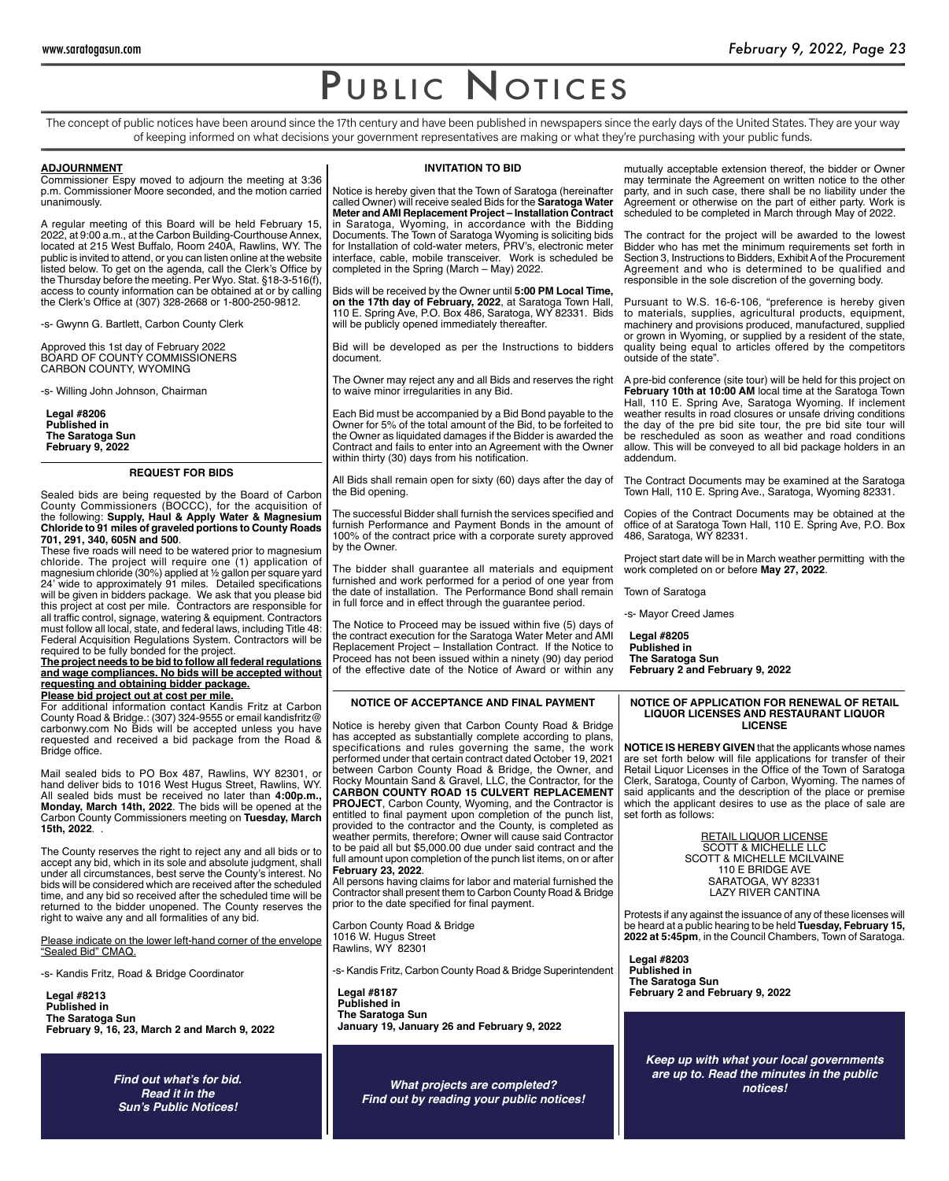# PUBLIC NOTICES

The concept of public notices have been around since the 17th century and have been published in newspapers since the early days of the United States. They are your way of keeping informed on what decisions your government representatives are making or what they're purchasing with your public funds.

**ADJOURNMENT**

Commissioner Espy moved to adjourn the meeting at 3:36 p.m. Commissioner Moore seconded, and the motion carried unanimously.

A regular meeting of this Board will be held February 15, 2022, at 9:00 a.m., at the Carbon Building-Courthouse Annex, located at 215 West Buffalo, Room 240A, Rawlins, WY. The public is invited to attend, or you can listen online at the website listed below. To get on the agenda, call the Clerk's Office by the Thursday before the meeting. Per Wyo. Stat. §18-3-516(f), access to county information can be obtained at or by calling the Clerk's Office at (307) 328-2668 or 1-800-250-9812.

-s- Gwynn G. Bartlett, Carbon County Clerk

Approved this 1st day of February 2022
BOARD OF COUNTY COMMISSIONERS
CARBON COUNTY, WYOMING

-s- Willing John Johnson, Chairman

**Legal #8206**
**Published in**
**The Saratoga Sun**
**February 9, 2022**

**REQUEST FOR BIDS**

Sealed bids are being requested by the Board of Carbon County Commissioners (BOCC), for the acquisition of the following: **Supply, Haul & Apply Water & Magnesium Chloride to 91 miles of graveled portions to County Roads 701, 291, 340, 605N and 500**.

These five roads will need to be watered prior to magnesium chloride. The project will require one (1) application of magnesium chloride (30%) applied at ½ gallon per square yard 24' wide to approximately 91 miles. Detailed specifications will be given in bidders package. We ask that you please bid this project at cost per mile. Contractors are responsible for all traffic control, signage, watering & equipment. Contractors must follow all local, state, and federal laws, including Title 48: Federal Acquisition Regulations System. Contractors will be required to be fully bonded for the project.

**The project needs to be bid to follow all federal regulations and wage compliances. No bids will be accepted without requesting and obtaining bidder package.**

**Please bid project out at cost per mile.**

For additional information contact Kandis Fritz at Carbon County Road & Bridge.: (307) 324-9555 or email kandisfritz@carbonwy.com No Bids will be accepted unless you have requested and received a bid package from the Road & Bridge office.

Mail sealed bids to PO Box 487, Rawlins, WY 82301, or hand deliver bids to 1016 West Hugus Street, Rawlins, WY. All sealed bids must be received no later than **4:00p.m., Monday, March 14th, 2022**. The bids will be opened at the Carbon County Commissioners meeting on **Tuesday, March 15th, 2022**. .

The County reserves the right to reject any and all bids or to accept any bid, which in its sole and absolute judgment, shall under all circumstances, best serve the County's interest. No bids will be considered which are received after the scheduled time, and any bid so received after the scheduled time will be returned to the bidder unopened. The County reserves the right to waive any and all formalities of any bid.

Please indicate on the lower left-hand corner of the envelope "Sealed Bid" CMAQ.

-s- Kandis Fritz, Road & Bridge Coordinator

**Legal #8213**
**Published in**
**The Saratoga Sun**
**February 9, 16, 23, March 2 and March 9, 2022**

***Find out what's for bid. Read it in the Sun's Public Notices!***

**INVITATION TO BID**

Notice is hereby given that the Town of Saratoga (hereinafter called Owner) will receive sealed Bids for the **Saratoga Water Meter and AMI Replacement Project – Installation Contract** in Saratoga, Wyoming, in accordance with the Bidding Documents. The Town of Saratoga Wyoming is soliciting bids for Installation of cold-water meters, PRV's, electronic meter interface, cable, mobile transceiver. Work is scheduled be completed in the Spring (March – May) 2022.

Bids will be received by the Owner until **5:00 PM Local Time, on the 17th day of February, 2022**, at Saratoga Town Hall, 110 E. Spring Ave, P.O. Box 486, Saratoga, WY 82331. Bids will be publicly opened immediately thereafter.

Bid will be developed as per the Instructions to bidders document.

The Owner may reject any and all Bids and reserves the right to waive minor irregularities in any Bid.

Each Bid must be accompanied by a Bid Bond payable to the Owner for 5% of the total amount of the Bid, to be forfeited to the Owner as liquidated damages if the Bidder is awarded the Contract and fails to enter into an Agreement with the Owner within thirty (30) days from his notification.

All Bids shall remain open for sixty (60) days after the day of the Bid opening.

The successful Bidder shall furnish the services specified and furnish Performance and Payment Bonds in the amount of 100% of the contract price with a corporate surety approved by the Owner.

The bidder shall guarantee all materials and equipment furnished and work performed for a period of one year from the date of installation. The Performance Bond shall remain in full force and in effect through the guarantee period.

The Notice to Proceed may be issued within five (5) days of the contract execution for the Saratoga Water Meter and AMI Replacement Project – Installation Contract. If the Notice to Proceed has not been issued within a ninety (90) day period of the effective date of the Notice of Award or within any mutually acceptable extension thereof, the bidder or Owner may terminate the Agreement on written notice to the other party, and in such case, there shall be no liability under the Agreement or otherwise on the part of either party. Work is scheduled to be completed in March through May of 2022.

The contract for the project will be awarded to the lowest Bidder who has met the minimum requirements set forth in Section 3, Instructions to Bidders, Exhibit A of the Procurement Agreement and who is determined to be qualified and responsible in the sole discretion of the governing body.

Pursuant to W.S. 16-6-106, "preference is hereby given to materials, supplies, agricultural products, equipment, machinery and provisions produced, manufactured, supplied or grown in Wyoming, or supplied by a resident of the state, quality being equal to articles offered by the competitors outside of the state".

A pre-bid conference (site tour) will be held for this project on **February 10th at 10:00 AM** local time at the Saratoga Town Hall, 110 E. Spring Ave, Saratoga Wyoming. If inclement weather results in road closures or unsafe driving conditions the day of the pre bid site tour, the pre bid site tour will be rescheduled as soon as weather and road conditions allow. This will be conveyed to all bid package holders in an addendum.

The Contract Documents may be examined at the Saratoga Town Hall, 110 E. Spring Ave., Saratoga, Wyoming 82331.

Copies of the Contract Documents may be obtained at the office of at Saratoga Town Hall, 110 E. Spring Ave, P.O. Box 486, Saratoga, WY 82331.

Project start date will be in March weather permitting with the work completed on or before **May 27, 2022**.

Town of Saratoga

-s- Mayor Creed James

**Legal #8205**
**Published in**
**The Saratoga Sun**
**February 2 and February 9, 2022**

**NOTICE OF ACCEPTANCE AND FINAL PAYMENT**

Notice is hereby given that Carbon County Road & Bridge has accepted as substantially complete according to plans, specifications and rules governing the same, the work performed under that certain contract dated October 19, 2021 between Carbon County Road & Bridge, the Owner, and Rocky Mountain Sand & Gravel, LLC, the Contractor, for the **CARBON COUNTY ROAD 15 CULVERT REPLACEMENT PROJECT**, Carbon County, Wyoming, and the Contractor is entitled to final payment upon completion of the punch list, provided to the contractor and the County, is completed as weather permits, therefore; Owner will cause said Contractor to be paid all but $5,000.00 due under said contract and the full amount upon completion of the punch list items, on or after **February 23, 2022**.

All persons having claims for labor and material furnished the Contractor shall present them to Carbon County Road & Bridge prior to the date specified for final payment.

Carbon County Road & Bridge
1016 W. Hugus Street
Rawlins, WY 82301

-s- Kandis Fritz, Carbon County Road & Bridge Superintendent

**Legal #8187**
**Published in**
**The Saratoga Sun**
**January 19, January 26 and February 9, 2022**

***What projects are completed? Find out by reading your public notices!***

**NOTICE OF APPLICATION FOR RENEWAL OF RETAIL LIQUOR LICENSES AND RESTAURANT LIQUOR LICENSE**

**NOTICE IS HEREBY GIVEN** that the applicants whose names are set forth below will file applications for transfer of their Retail Liquor Licenses in the Office of the Town of Saratoga Clerk, Saratoga, County of Carbon, Wyoming. The names of said applicants and the description of the place or premise which the applicant desires to use as the place of sale are set forth as follows:

RETAIL LIQUOR LICENSE
SCOTT & MICHELLE LLC
SCOTT & MICHELLE MCILVAINE
110 E BRIDGE AVE
SARATOGA, WY 82331
LAZY RIVER CANTINA

Protests if any against the issuance of any of these licenses will be heard at a public hearing to be held **Tuesday, February 15, 2022 at 5:45pm**, in the Council Chambers, Town of Saratoga.

**Legal #8203**
**Published in**
**The Saratoga Sun**
**February 2 and February 9, 2022**

***Keep up with what your local governments are up to. Read the minutes in the public notices!***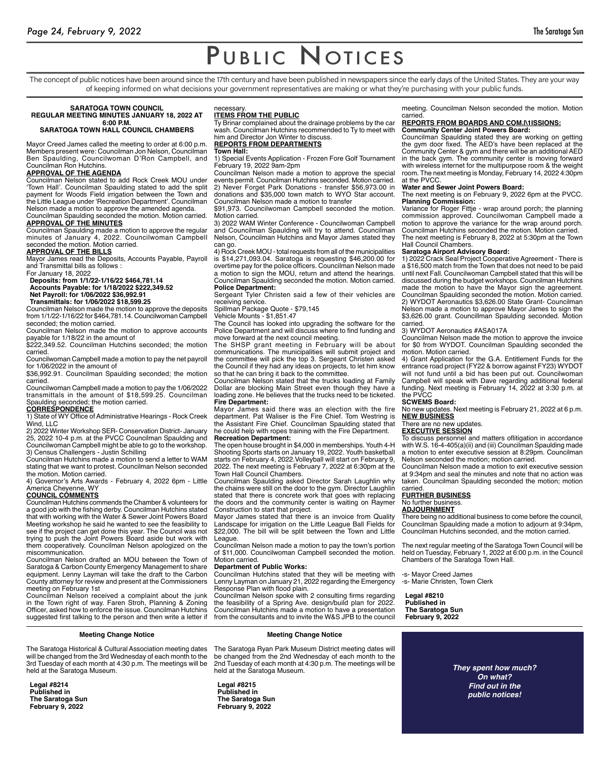# Public Notices

The concept of public notices have been around since the 17th century and have been published in newspapers since the early days of the United States. They are your way of keeping informed on what decisions your government representatives are making or what they're purchasing with your public funds.

**SARATOGA TOWN COUNCIL
REGULAR MEETING MINUTES JANUARY 18, 2022 AT 6:00 P.M.
SARATOGA TOWN HALL COUNCIL CHAMBERS**

Mayor Creed James called the meeting to order at 6:00 p.m. Members present were: Councilman Jon Nelson, Councilman Ben Spaulding, Councilwoman D'Ron Campbell, and Councilman Ron Hutchins.

**APPROVAL OF THE AGENDA**

Councilman Nelson stated to add Rock Creek MOU under 'Town Hall'. Councilman Spaulding stated to add the split payment for Woods Field irrigation between the Town and the Little League under 'Recreation Department'. Councilman Nelson made a motion to approve the amended agenda. Councilman Spaulding seconded the motion. Motion carried.

**APPROVAL OF THE MINUTES**

Councilman Spaulding made a motion to approve the regular minutes of January 4, 2022. Councilwoman Campbell seconded the motion. Motion carried.

**APPROVAL OF THE BILLS**

Mayor James read the Deposits, Accounts Payable, Payroll and Transmittal bills as follows :

For January 18, 2022

**Deposits: from 1/1/22-1/16/22 $464,781.14
Accounts Payable: for 1/18/2022 $222,349.52
Net Payroll: for 1/06/2022 $36,992.91
Transmittals: for 1/06/2022 $18,599.25**

Councilman Nelson made the motion to approve the deposits from 1/1/22-1/16/22 for $464,781.14. Councilwoman Campbell seconded; the motion carried.

Councilman Nelson made the motion to approve accounts payable for 1/18/22 in the amount of
$222,349.52. Councilman Hutchins seconded; the motion carried.

Councilwoman Campbell made a motion to pay the net payroll for 1/06/2022 in the amount of
$36,992.91. Councilman Spaulding seconded; the motion carried.

Councilwoman Campbell made a motion to pay the 1/06/2022 transmittals in the amount of $18,599.25. Councilman Spaulding seconded; the motion carried.

**CORRESPONDENCE**

1) State of WY Office of Administrative Hearings - Rock Creek Wind, LLC
2) 2022 Winter Workshop SER- Conservation District- January 25, 2022 10-4 p.m. at the PVCC Councilman Spaulding and Councilwoman Campbell might be able to go to the workshop.
3) Census Challengers - Justin Schilling
Councilman Hutchins made a motion to send a letter to WAM stating that we want to protest. Councilman Nelson seconded the motion. Motion carried.
4) Governor's Arts Awards - February 4, 2022 6pm - Little America Cheyenne, WY

**COUNCIL COMMENTS**

Councilman Hutchins commends the Chamber & volunteers for a good job with the fishing derby. Councilman Hutchins stated that with working with the Water & Sewer Joint Powers Board Meeting workshop he said he wanted to see the feasibility to see if the project can get done this year. The Council was not trying to push the Joint Powers Board aside but work with them cooperatively. Councilman Nelson apologized on the miscommunication.

Councilman Nelson drafted an MOU between the Town of Saratoga & Carbon County Emergency Management to share equipment. Lenny Layman will take the draft to the Carbon County attorney for review and present at the Commissioners meeting on February 1st

Councilman Nelson received a complaint about the junk in the Town right of way. Faren Stroh, Planning & Zoning Officer, asked how to enforce the issue. Councilman Hutchins suggested first talking to the person and then write a letter if necessary.

**ITEMS FROM THE PUBLIC**

Ty Brinar complained about the drainage problems by the car wash. Councilman Hutchins recommended to Ty to meet with him and Director Jon Winter to discuss.

**REPORTS FROM DEPARTMENTS**

**Town Hall:**

1) Special Events Application - Frozen Fore Golf Tournament February 19, 2022 9am-2pm
Councilman Nelson made a motion to approve the special events permit. Councilman Hutchins seconded. Motion carried.
2) Never Forget Park Donations - transfer $56,973.00 in donations and $35,000 town match to WYO Star account. Councilman Nelson made a motion to transfer
$91,973. Councilman Campbell seconded the motion. Motion carried.
3) 2022 WAM Winter Conference - Councilwoman Campbell and Councilman Spaulding will try to attend. Councilman Nelson, Councilman Hutchins and Mayor James stated they can go.
4) Rock Creek MOU - total requests from all of the municipalities is $14,271,093.04. Saratoga is requesting $46,200.00 for overtime pay for the police officers. Councilman Nelson made a motion to sign the MOU, return and attend the hearings. Councilman Spaulding seconded the motion. Motion carried.

**Police Department:**

Sergeant Tyler Christen said a few of their vehicles are receiving service.
Spillman Package Quote - $79,145
Vehicle Mounts - $1,851.47
The Council has looked into upgrading the software for the Police Department and will discuss where to find funding and move forward at the next council meeting.
The SHSP grant meeting in February will be about communications. The municipalities will submit project and the committee will pick the top 3. Sergeant Christen asked the Council if they had any ideas on projects, to let him know so that he can bring it back to the committee.
Councilman Nelson stated that the trucks loading at Family Dollar are blocking Main Street even though they have a loading zone. He believes that the trucks need to be ticketed.

**Fire Department:**

Mayor James said there was an election with the fire department. Pat Waliser is the Fire Chief. Tom Westring is the Assistant Fire Chief. Councilman Spaulding stated that he could help with ropes training with the Fire Department.

**Recreation Department:**

The open house brought in $4,000 in memberships. Youth 4-H Shooting Sports starts on January 19, 2022. Youth basketball starts on February 4, 2022.Volleyball will start on February 9, 2022. The next meeting is February 7, 2022 at 6:30pm at the Town Hall Council Chambers.
Councilman Spaulding asked Director Sarah Laughlin why the chains were still on the door to the gym. Director Laughlin stated that there is concrete work that goes with replacing the doors and the community center is waiting on Raymer Construction to start that project.
Mayor James stated that there is an invoice from Quality Landscape for irrigation on the Little League Ball Fields for $22,000. The bill will be split between the Town and Little League.
Councilman Nelson made a motion to pay the town's portion of $11,000. Councilwoman Campbell seconded the motion. Motion carried.

**Department of Public Works:**

Councilman Hutchins stated that they will be meeting with Lenny Layman on January 21, 2022 regarding the Emergency Response Plan with flood plain.
Councilman Nelson spoke with 2 consulting firms regarding the feasibility of a Spring Ave. design/build plan for 2022. Councilman Hutchins made a motion to have a presentation from the consultants and to invite the W&S JPB to the council meeting. Councilman Nelson seconded the motion. Motion carried.

**REPORTS FROM BOARDS AND COM.I\1ISSIONS:**

**Community Center Joint Powers Board:**

Councilman Spaulding stated they are working on getting the gym door fixed. The AED's have been replaced at the Community Center & gym and there will be an additional AED in the back gym. The community center is moving forward with wireless internet for the multipurpose room & the weight room. The next meeting is Monday, February 14, 2022 4:30pm at the PVCC.

**Water and Sewer Joint Powers Board:**

The next meeting is on February 9, 2022 6pm at the PVCC.

**Planning Commission:**

Variance for Roger Fittje - wrap around porch; the planning commission approved. Councilwoman Campbell made a motion to approve the variance for the wrap around porch. Councilman Hutchins seconded the motion. Motion carried.
The next meeting is February 8, 2022 at 5:30pm at the Town Hall Council Chambers.

**Saratoga Airport Advisory Board:**

1) 2022 Crack Seal Project Cooperative Agreement - There is a $16,500 match from the Town that does not need to be paid until next Fall. Councilwoman Campbell stated that this will be discussed during the budget workshops. Councilman Hutchins made the motion to have the Mayor sign the agreement. Councilman Spaulding seconded the motion. Motion carried.
2) WYDOT Aeronautics $3,626.00 State Grant- Councilman Nelson made a motion to approve Mayor James to sign the $3,626.00 grant. Councilman Spaulding seconded. Motion carried.
3) WYDOT Aeronautics #ASA017A
Councilman Nelson made the motion to approve the invoice for $0 from WYDOT. Councilman Spaulding seconded the motion. Motion carried.
4) Grant Application for the G.A. Entitlement Funds for the entrance road project (FY22 & borrow against FY23) WYDOT will not fund until a bid has been put out. Councilwoman Campbell will speak with Dave regarding additional federal funding. Next meeting is February 14, 2022 at 3:30 p.m. at the PVCC

**SCWEMS Board:**

No new updates. Next meeting is February 21, 2022 at 6 p.m.

**NEW BUSINESS**

There are no new updates.

**EXECUTIVE SESSION**

To discuss personnel and matters oflitigation in accordance with W.S. 16-4-405(a)(ii) and (iii) Councilman Spaulding made a motion to enter executive session at 8:29pm. Councilman Nelson seconded the motion; motion carried.
Councilman Nelson made a motion to exit executive session at 9:34pm and seal the minutes and note that no action was taken. Councilman Spaulding seconded the motion; motion carried.

**FURTHER BUSINESS**

No further business.

**ADJOURNMENT**

There being no additional business to come before the council, Councilman Spaulding made a motion to adjourn at 9:34pm, Councilman Hutchins seconded, and the motion carried.

The next regular meeting of the Saratoga Town Council will be held on Tuesday, February 1, 2022 at 6:00 p.m. in the Council Chambers of the Saratoga Town Hall.

-s- Mayor Creed James
-s- Marie Christen, Town Clerk

**Legal #8210
Published in
The Saratoga Sun
February 9, 2022**

---

**Meeting Change Notice**

The Saratoga Historical & Cultural Association meeting dates will be changed from the 3rd Wednesday of each month to the 3rd Tuesday of each month at 4:30 p.m. The meetings will be held at the Saratoga Museum.

**Legal #8214
Published in
The Saratoga Sun
February 9, 2022**

---

**Meeting Change Notice**

The Saratoga Ryan Park Museum District meeting dates will be changed from the 2nd Wednesday of each month to the 2nd Tuesday of each month at 4:30 p.m. The meetings will be held at the Saratoga Museum.

**Legal #8215
Published in
The Saratoga Sun
February 9, 2022**

---

***They spent how much?
On what?
Find out in the
public notices!***